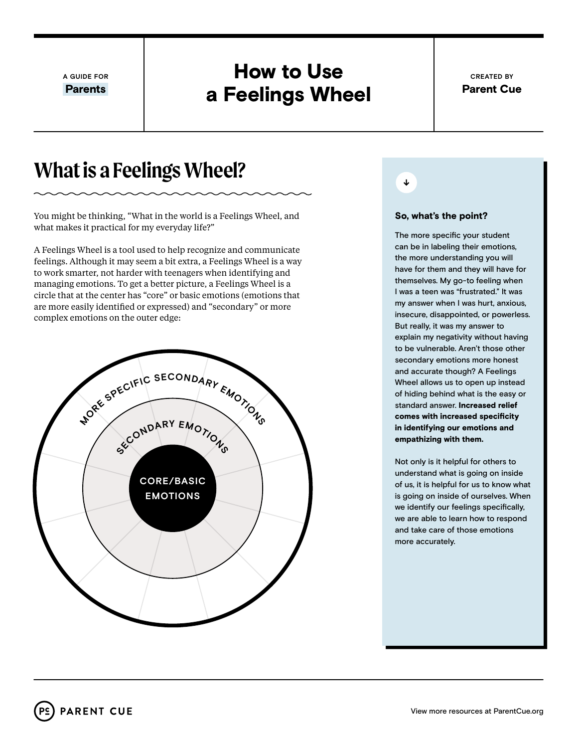A GUIDE FOR **Parents**

# How to Use a Feelings Wheel

CREATED BY **Parent Cue**

## What is a Feelings Wheel?

You might be thinking, "What in the world is a Feelings Wheel, and what makes it practical for my everyday life?"

A Feelings Wheel is a tool used to help recognize and communicate feelings. Although it may seem a bit extra, a Feelings Wheel is a way to work smarter, not harder with teenagers when identifying and managing emotions. To get a better picture, a Feelings Wheel is a circle that at the center has "core" or basic emotions (emotions that are more easily identified or expressed) and "secondary" or more complex emotions on the outer edge:

MORE SPECIFIC SECONDARY EMOTIONS

SECONDARY EMOTIONS

CORE/BASIC EMOTIONS

### So, what's the point?

The more specific your student can be in labeling their emotions, the more understanding you will have for them and they will have for themselves. My go-to feeling when I was a teen was "frustrated." It was my answer when I was hurt, anxious, insecure, disappointed, or powerless. But really, it was my answer to explain my negativity without having to be vulnerable. Aren't those other secondary emotions more honest and accurate though? A Feelings Wheel allows us to open up instead of hiding behind what is the easy or standard answer. **Increased relief comes with increased specificity in identifying our emotions and empathizing with them.**

Not only is it helpful for others to understand what is going on inside of us, it is helpful for us to know what is going on inside of ourselves. When we identify our feelings specifically, we are able to learn how to respond and take care of those emotions more accurately.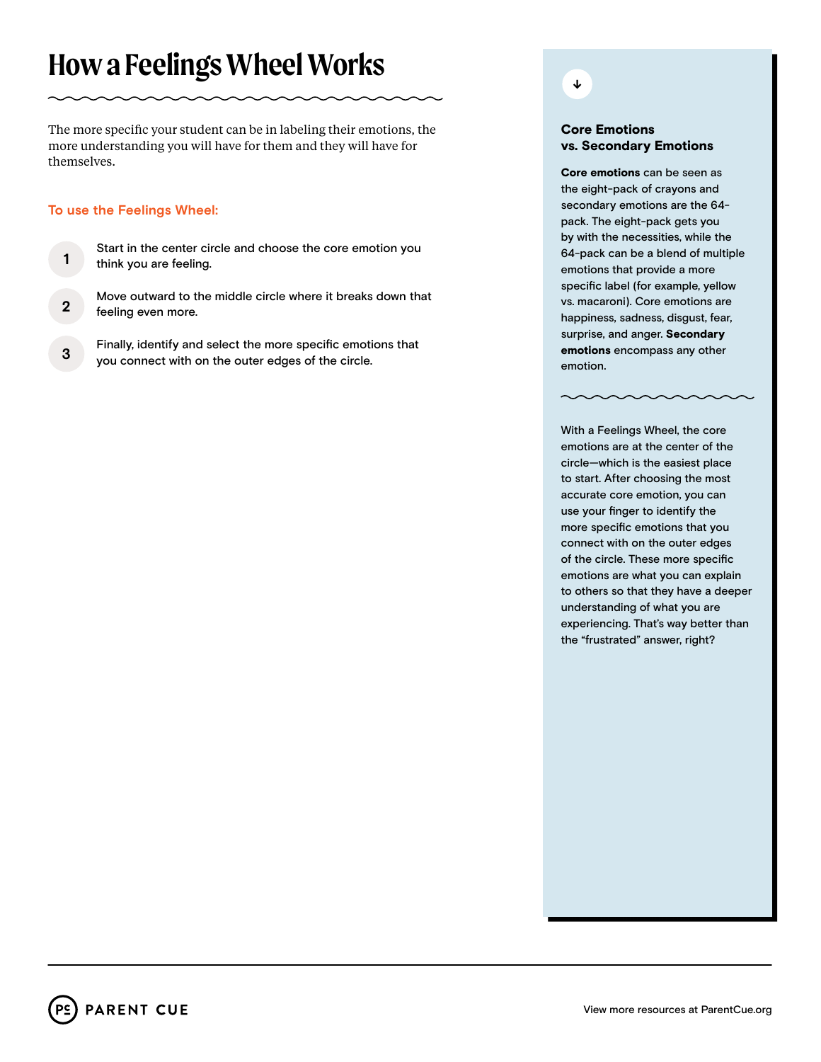# How a Feelings Wheel Works

The more specific your student can be in labeling their emotions, the more understanding you will have for them and they will have for themselves.

## To use the Feelings Wheel:

1. Start in the center circle and choose the core emotion you think you are feeling.
2. Move outward to the middle circle where it breaks down that feeling even more.
3. Finally, identify and select the more specific emotions that you connect with on the outer edges of the circle.

### Core Emotions vs. Secondary Emotions

**Core emotions** can be seen as the eight-pack of crayons and secondary emotions are the 64-pack. The eight-pack gets you by with the necessities, while the 64-pack can be a blend of multiple emotions that provide a more specific label (for example, yellow vs. macaroni). Core emotions are happiness, sadness, disgust, fear, surprise, and anger. **Secondary emotions** encompass any other emotion.

With a Feelings Wheel, the core emotions are at the center of the circle—which is the easiest place to start. After choosing the most accurate core emotion, you can use your finger to identify the more specific emotions that you connect with on the outer edges of the circle. These more specific emotions are what you can explain to others so that they have a deeper understanding of what you are experiencing. That's way better than the "frustrated" answer, right?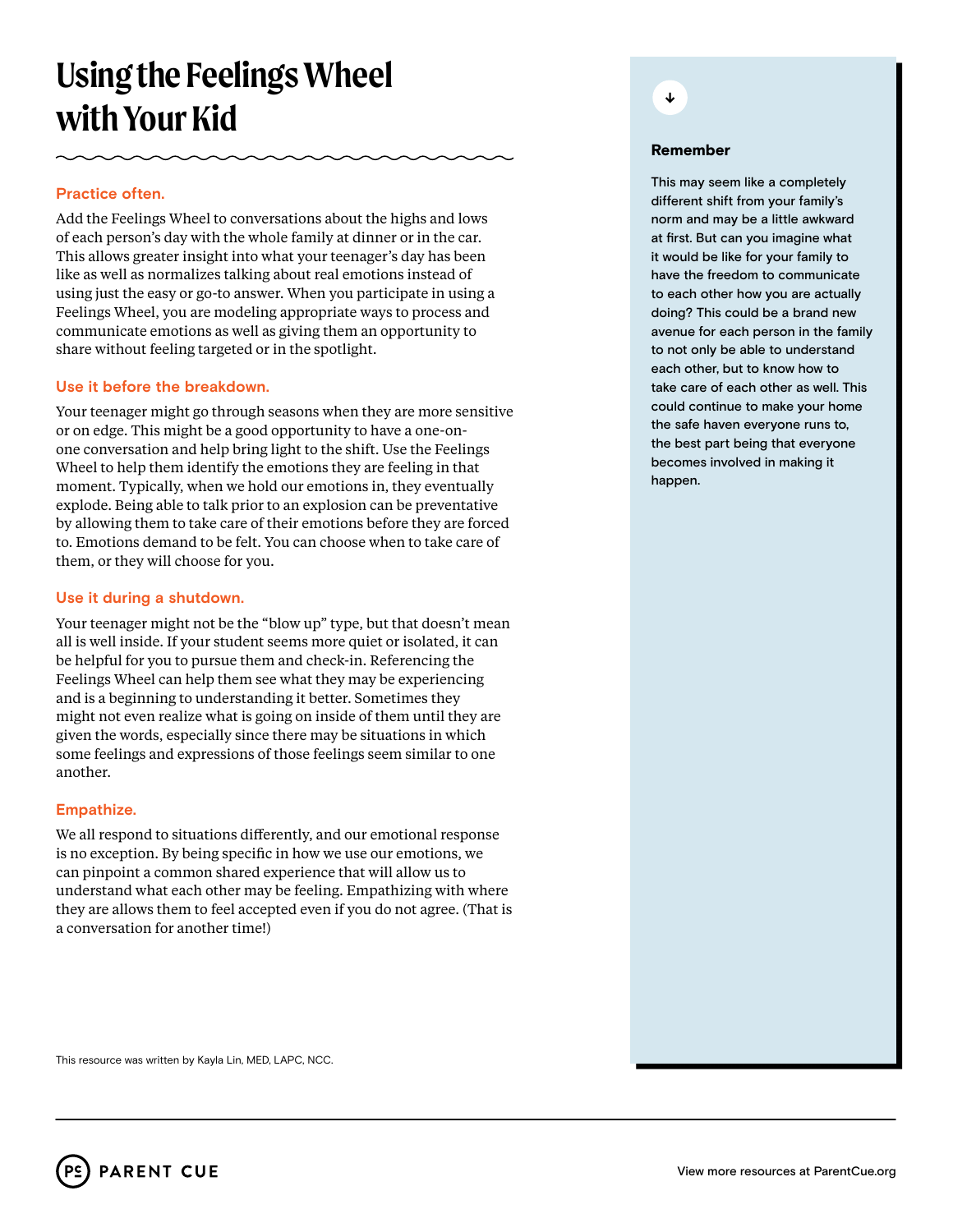# Using the Feelings Wheel with Your Kid

### Practice often.

Add the Feelings Wheel to conversations about the highs and lows of each person's day with the whole family at dinner or in the car. This allows greater insight into what your teenager's day has been like as well as normalizes talking about real emotions instead of using just the easy or go-to answer. When you participate in using a Feelings Wheel, you are modeling appropriate ways to process and communicate emotions as well as giving them an opportunity to share without feeling targeted or in the spotlight.

### Use it before the breakdown.

Your teenager might go through seasons when they are more sensitive or on edge. This might be a good opportunity to have a one-on-one conversation and help bring light to the shift. Use the Feelings Wheel to help them identify the emotions they are feeling in that moment. Typically, when we hold our emotions in, they eventually explode. Being able to talk prior to an explosion can be preventative by allowing them to take care of their emotions before they are forced to. Emotions demand to be felt. You can choose when to take care of them, or they will choose for you.

### Use it during a shutdown.

Your teenager might not be the "blow up" type, but that doesn't mean all is well inside. If your student seems more quiet or isolated, it can be helpful for you to pursue them and check-in. Referencing the Feelings Wheel can help them see what they may be experiencing and is a beginning to understanding it better. Sometimes they might not even realize what is going on inside of them until they are given the words, especially since there may be situations in which some feelings and expressions of those feelings seem similar to one another.

### Empathize.

We all respond to situations differently, and our emotional response is no exception. By being specific in how we use our emotions, we can pinpoint a common shared experience that will allow us to understand what each other may be feeling. Empathizing with where they are allows them to feel accepted even if you do not agree. (That is a conversation for another time!)

This resource was written by Kayla Lin, MED, LAPC, NCC.

### Remember

This may seem like a completely different shift from your family's norm and may be a little awkward at first. But can you imagine what it would be like for your family to have the freedom to communicate to each other how you are actually doing? This could be a brand new avenue for each person in the family to not only be able to understand each other, but to know how to take care of each other as well. This could continue to make your home the safe haven everyone runs to, the best part being that everyone becomes involved in making it happen.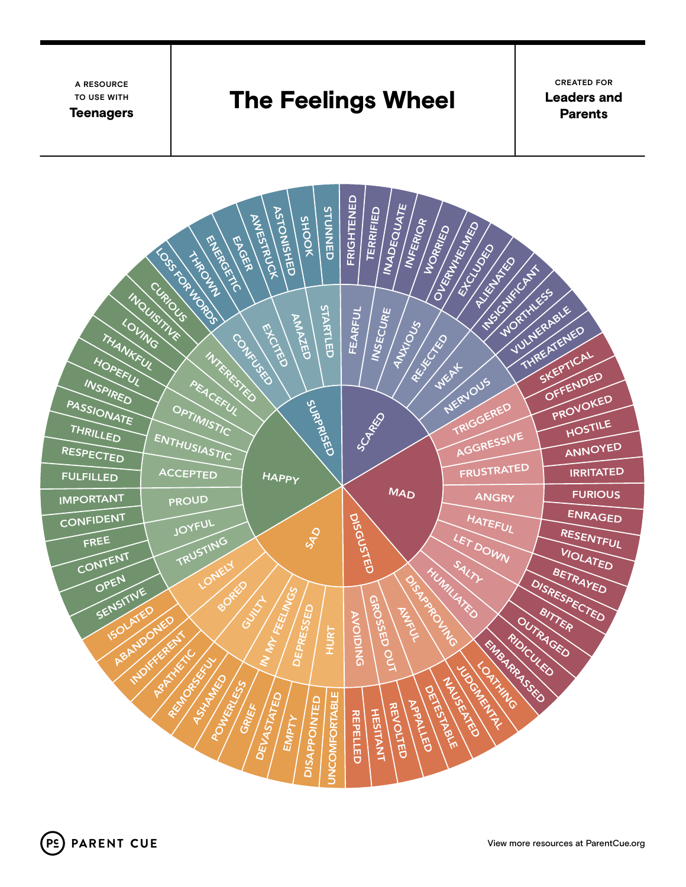A RESOURCE TO USE WITH **Teenagers**

# The Feelings Wheel

CREATED FOR **Leaders and Parents**

SURPRISED
STARTLED
STUNNED
SHOOK
AMAZED
ASTONISHED
AWESTRUCK
EXCITED
EAGER
ENERGETIC
CONFUSED
THROWN
LOSS FOR WORDS

SCARED
FEARFUL
FRIGHTENED
TERRIFIED
INSECURE
INADEQUATE
INFERIOR
ANXIOUS
WORRIED
OVERWHELMED
REJECTED
EXCLUDED
ALIENATED
WEAK
INSIGNIFICANT
WORTHLESS
NERVOUS
VULNERABLE
THREATENED

MAD
TRIGGERED
SKEPTICAL
OFFENDED
AGGRESSIVE
PROVOKED
HOSTILE
FRUSTRATED
ANNOYED
IRRITATED
ANGRY
FURIOUS
ENRAGED
HATEFUL
RESENTFUL
VIOLATED
LET DOWN
BETRAYED
DISRESPECTED
SALTY
BITTER
OUTRAGED
HUMILIATED
RIDICULED
EMBARRASSED

DISGUSTED
DISAPPROVING
LOATHING
JUDGMENTAL
AWFUL
NAUSEATED
DETESTABLE
GROSSED OUT
APPALLED
REVOLTED
AVOIDING
HESITANT
REPELLED

SAD
HURT
UNCOMFORTABLE
DISAPPOINTED
DEPRESSED
EMPTY
DEVASTATED
IN MY FEELINGS
GRIEF
POWERLESS
GUILTY
ASHAMED
REMORSEFUL
BORED
APATHETIC
INDIFFERENT
LONELY
ABANDONED
ISOLATED

HAPPY
TRUSTING
SENSITIVE
OPEN
JOYFUL
CONTENT
FREE
PROUD
CONFIDENT
IMPORTANT
ACCEPTED
FULFILLED
RESPECTED
ENTHUSIASTIC
THRILLED
PASSIONATE
OPTIMISTIC
INSPIRED
HOPEFUL
PEACEFUL
THANKFUL
LOVING
INTERESTED
INQUISITIVE
CURIOUS

PARENT CUE

View more resources at ParentCue.org